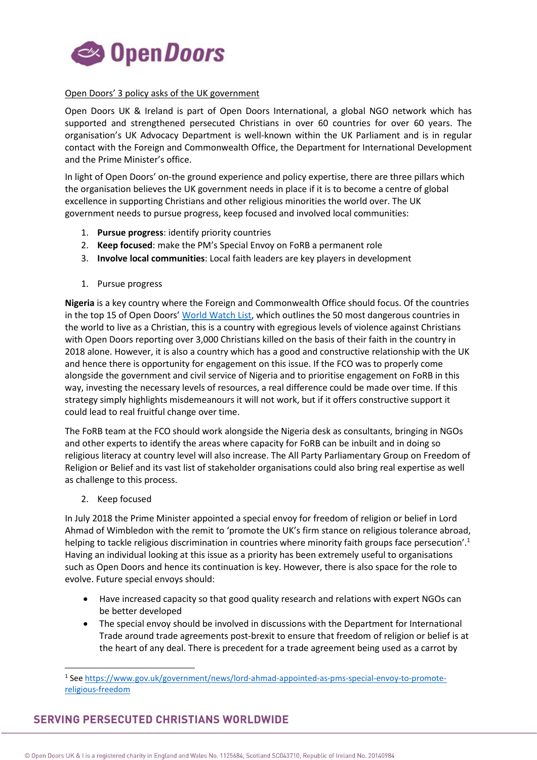Open Doors

Open Doors' 3 policy asks of the UK government

Open Doors UK & Ireland is part of Open Doors International, a global NGO network which has supported and strengthened persecuted Christians in over 60 countries for over 60 years. The organisation's UK Advocacy Department is well-known within the UK Parliament and is in regular contact with the Foreign and Commonwealth Office, the Department for International Development and the Prime Minister's office.

In light of Open Doors' on-the ground experience and policy expertise, there are three pillars which the organisation believes the UK government needs in place if it is to become a centre of global excellence in supporting Christians and other religious minorities the world over. The UK government needs to pursue progress, keep focused and involved local communities:

1. **Pursue progress**: identify priority countries
2. **Keep focused**: make the PM's Special Envoy on FoRB a permanent role
3. **Involve local communities**: Local faith leaders are key players in development

1. Pursue progress

**Nigeria** is a key country where the Foreign and Commonwealth Office should focus. Of the countries in the top 15 of Open Doors' World Watch List, which outlines the 50 most dangerous countries in the world to live as a Christian, this is a country with egregious levels of violence against Christians with Open Doors reporting over 3,000 Christians killed on the basis of their faith in the country in 2018 alone. However, it is also a country which has a good and constructive relationship with the UK and hence there is opportunity for engagement on this issue. If the FCO was to properly come alongside the government and civil service of Nigeria and to prioritise engagement on FoRB in this way, investing the necessary levels of resources, a real difference could be made over time. If this strategy simply highlights misdemeanours it will not work, but if it offers constructive support it could lead to real fruitful change over time.

The FoRB team at the FCO should work alongside the Nigeria desk as consultants, bringing in NGOs and other experts to identify the areas where capacity for FoRB can be inbuilt and in doing so religious literacy at country level will also increase. The All Party Parliamentary Group on Freedom of Religion or Belief and its vast list of stakeholder organisations could also bring real expertise as well as challenge to this process.

2. Keep focused

In July 2018 the Prime Minister appointed a special envoy for freedom of religion or belief in Lord Ahmad of Wimbledon with the remit to 'promote the UK's firm stance on religious tolerance abroad, helping to tackle religious discrimination in countries where minority faith groups face persecution'.[1] Having an individual looking at this issue as a priority has been extremely useful to organisations such as Open Doors and hence its continuation is key. However, there is also space for the role to evolve. Future special envoys should:

- Have increased capacity so that good quality research and relations with expert NGOs can be better developed
- The special envoy should be involved in discussions with the Department for International Trade around trade agreements post-brexit to ensure that freedom of religion or belief is at the heart of any deal. There is precedent for a trade agreement being used as a carrot by

[1] See https://www.gov.uk/government/news/lord-ahmad-appointed-as-pms-special-envoy-to-promote-religious-freedom

SERVING PERSECUTED CHRISTIANS WORLDWIDE

© Open Doors UK & I is a registered charity in England and Wales No. 1125684, Scotland SC043710, Republic of Ireland No. 20140984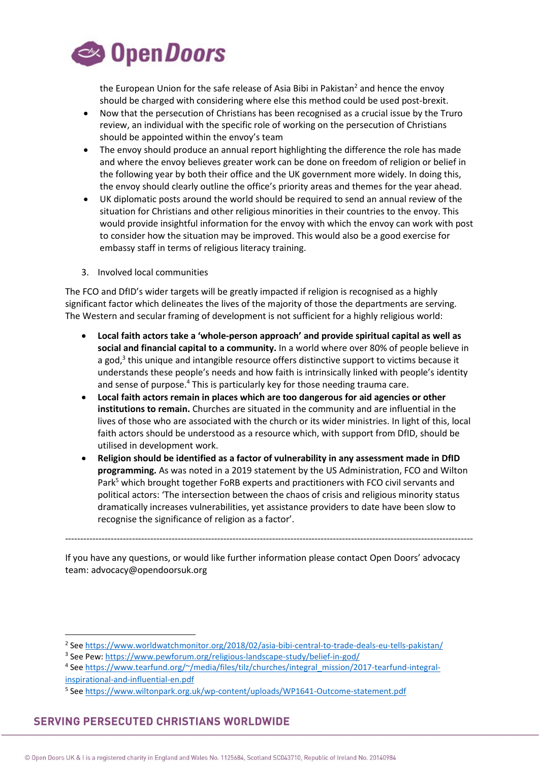the European Union for the safe release of Asia Bibi in Pakistan[2] and hence the envoy should be charged with considering where else this method could be used post-brexit.

- Now that the persecution of Christians has been recognised as a crucial issue by the Truro review, an individual with the specific role of working on the persecution of Christians should be appointed within the envoy's team
- The envoy should produce an annual report highlighting the difference the role has made and where the envoy believes greater work can be done on freedom of religion or belief in the following year by both their office and the UK government more widely. In doing this, the envoy should clearly outline the office's priority areas and themes for the year ahead.
- UK diplomatic posts around the world should be required to send an annual review of the situation for Christians and other religious minorities in their countries to the envoy. This would provide insightful information for the envoy with which the envoy can work with post to consider how the situation may be improved. This would also be a good exercise for embassy staff in terms of religious literacy training.

3. Involved local communities

The FCO and DfID's wider targets will be greatly impacted if religion is recognised as a highly significant factor which delineates the lives of the majority of those the departments are serving. The Western and secular framing of development is not sufficient for a highly religious world:

- **Local faith actors take a 'whole-person approach' and provide spiritual capital as well as social and financial capital to a community.** In a world where over 80% of people believe in a god,[3] this unique and intangible resource offers distinctive support to victims because it understands these people's needs and how faith is intrinsically linked with people's identity and sense of purpose.[4] This is particularly key for those needing trauma care.
- **Local faith actors remain in places which are too dangerous for aid agencies or other institutions to remain.** Churches are situated in the community and are influential in the lives of those who are associated with the church or its wider ministries. In light of this, local faith actors should be understood as a resource which, with support from DfID, should be utilised in development work.
- **Religion should be identified as a factor of vulnerability in any assessment made in DfID programming.** As was noted in a 2019 statement by the US Administration, FCO and Wilton Park[5] which brought together FoRB experts and practitioners with FCO civil servants and political actors: 'The intersection between the chaos of crisis and religious minority status dramatically increases vulnerabilities, yet assistance providers to date have been slow to recognise the significance of religion as a factor'.

---

If you have any questions, or would like further information please contact Open Doors' advocacy team: advocacy@opendoorsuk.org

[2] See https://www.worldwatchmonitor.org/2018/02/asia-bibi-central-to-trade-deals-eu-tells-pakistan/

[3] See Pew: https://www.pewforum.org/religious-landscape-study/belief-in-god/

[4] See https://www.tearfund.org/~/media/files/tilz/churches/integral_mission/2017-tearfund-integral-inspirational-and-influential-en.pdf

[5] See https://www.wiltonpark.org.uk/wp-content/uploads/WP1641-Outcome-statement.pdf